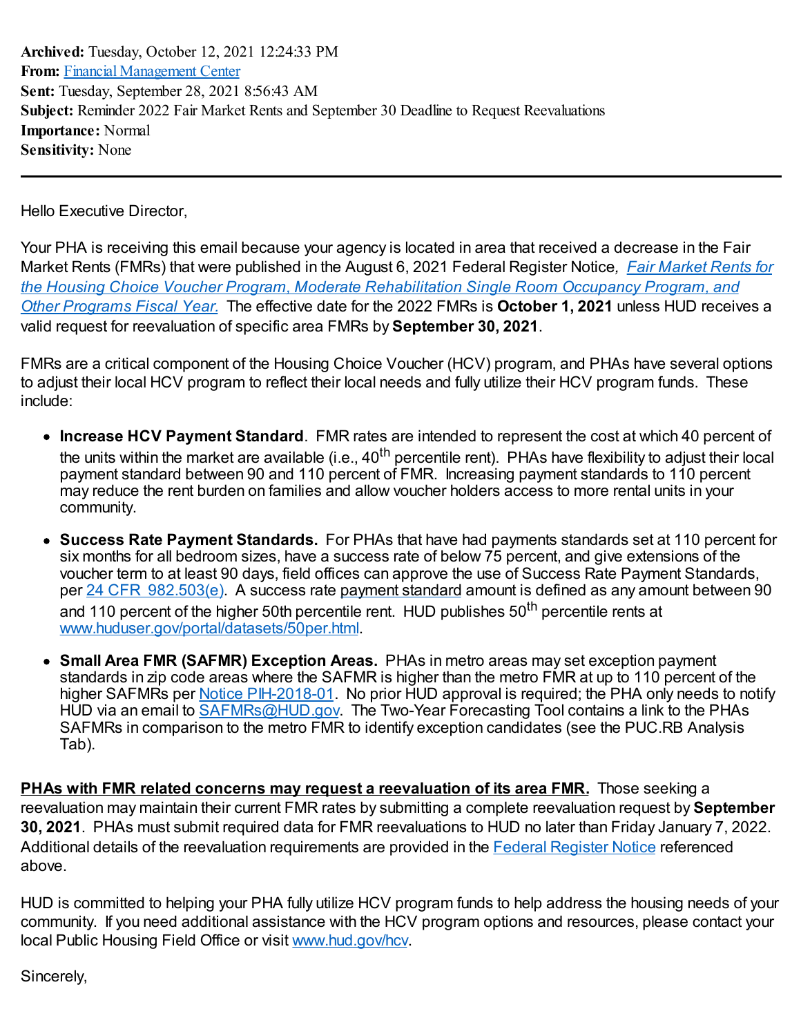**Archived:** Tuesday, October 12, 2021 12:24:33 PM
**From:** Financial Management Center
**Sent:** Tuesday, September 28, 2021 8:56:43 AM
**Subject:** Reminder 2022 Fair Market Rents and September 30 Deadline to Request Reevaluations
**Importance:** Normal
**Sensitivity:** None

---

Hello Executive Director,

Your PHA is receiving this email because your agency is located in area that received a decrease in the Fair Market Rents (FMRs) that were published in the August 6, 2021 Federal Register Notice, *Fair Market Rents for the Housing Choice Voucher Program, Moderate Rehabilitation Single Room Occupancy Program, and Other Programs Fiscal Year.* The effective date for the 2022 FMRs is **October 1, 2021** unless HUD receives a valid request for reevaluation of specific area FMRs by **September 30, 2021**.

FMRs are a critical component of the Housing Choice Voucher (HCV) program, and PHAs have several options to adjust their local HCV program to reflect their local needs and fully utilize their HCV program funds. These include:

- **Increase HCV Payment Standard**. FMR rates are intended to represent the cost at which 40 percent of the units within the market are available (i.e., 40th percentile rent). PHAs have flexibility to adjust their local payment standard between 90 and 110 percent of FMR. Increasing payment standards to 110 percent may reduce the rent burden on families and allow voucher holders access to more rental units in your community.
- **Success Rate Payment Standards.** For PHAs that have had payments standards set at 110 percent for six months for all bedroom sizes, have a success rate of below 75 percent, and give extensions of the voucher term to at least 90 days, field offices can approve the use of Success Rate Payment Standards, per 24 CFR 982.503(e). A success rate payment standard amount is defined as any amount between 90 and 110 percent of the higher 50th percentile rent. HUD publishes 50th percentile rents at www.huduser.gov/portal/datasets/50per.html.
- **Small Area FMR (SAFMR) Exception Areas.** PHAs in metro areas may set exception payment standards in zip code areas where the SAFMR is higher than the metro FMR at up to 110 percent of the higher SAFMRs per Notice PIH-2018-01. No prior HUD approval is required; the PHA only needs to notify HUD via an email to SAFMRs@HUD.gov. The Two-Year Forecasting Tool contains a link to the PHAs SAFMRs in comparison to the metro FMR to identify exception candidates (see the PUC.RB Analysis Tab).

**PHAs with FMR related concerns may request a reevaluation of its area FMR.** Those seeking a reevaluation may maintain their current FMR rates by submitting a complete reevaluation request by **September 30, 2021**. PHAs must submit required data for FMR reevaluations to HUD no later than Friday January 7, 2022. Additional details of the reevaluation requirements are provided in the Federal Register Notice referenced above.

HUD is committed to helping your PHA fully utilize HCV program funds to help address the housing needs of your community. If you need additional assistance with the HCV program options and resources, please contact your local Public Housing Field Office or visit www.hud.gov/hcv.

Sincerely,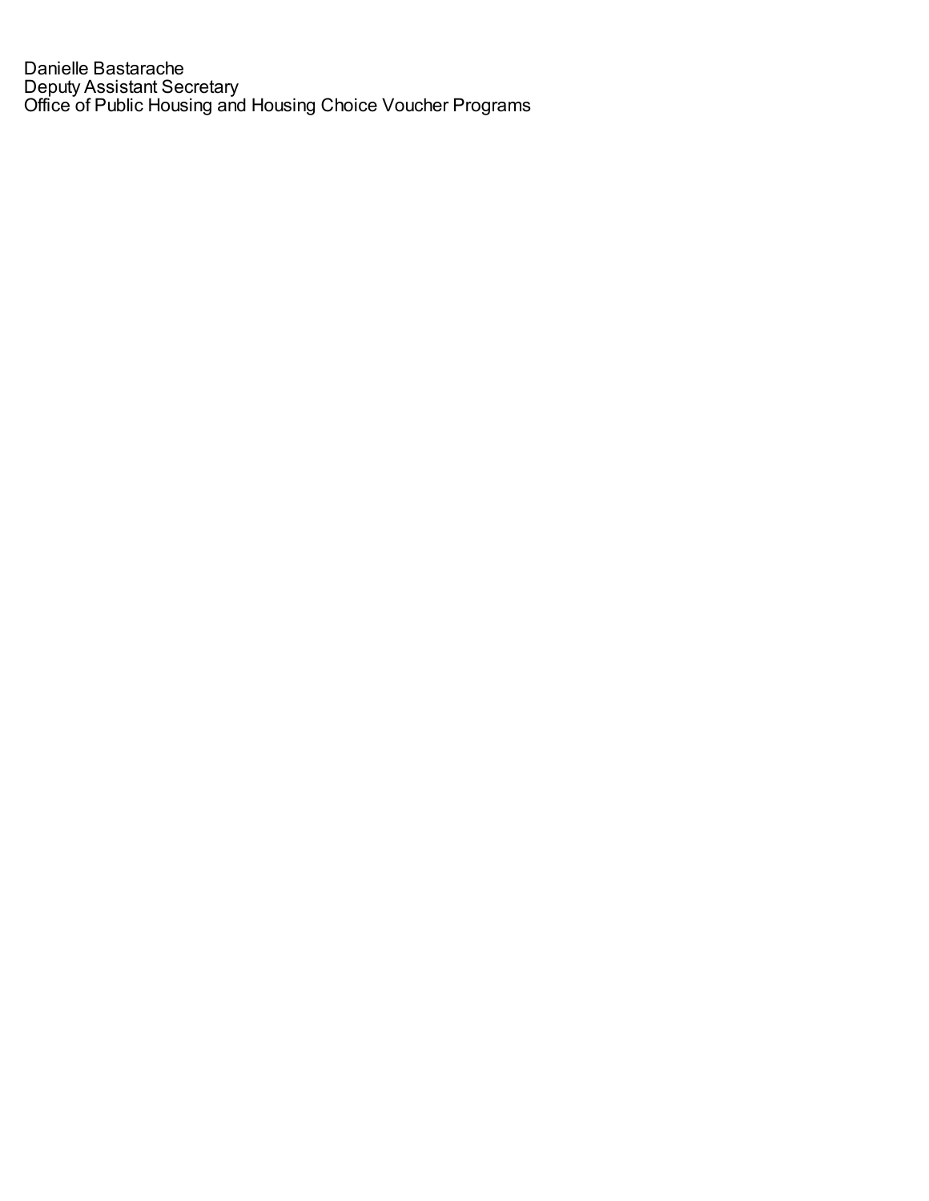Danielle Bastarache
Deputy Assistant Secretary
Office of Public Housing and Housing Choice Voucher Programs